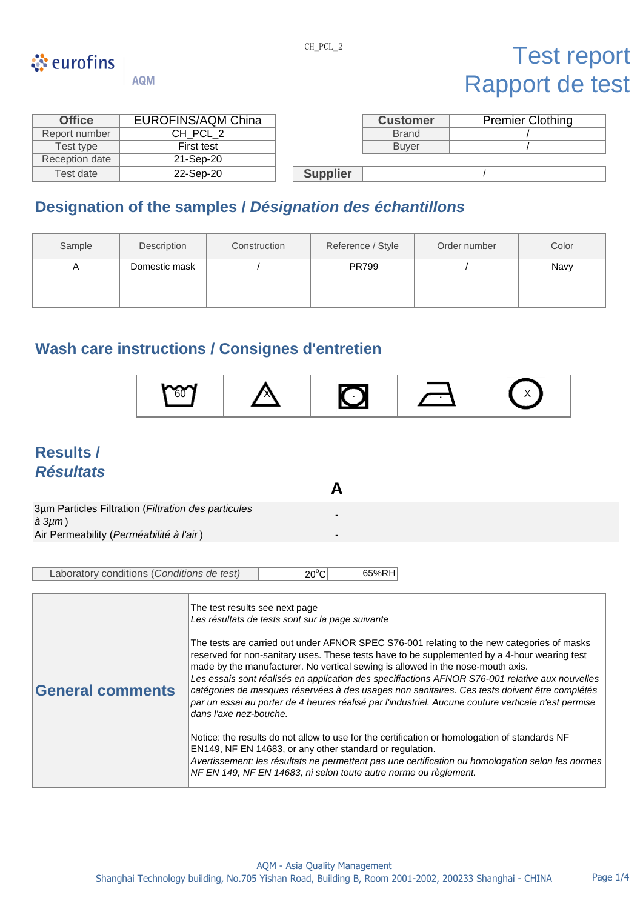eurofins | AQM

CH_PCL_2

# Test report
# Rapport de test

| Office | EUROFINS/AQM China |
|---|---|
| Report number | CH_PCL_2 |
| Test type | First test |
| Reception date | 21-Sep-20 |
| Test date | 22-Sep-20 |

| Customer | Premier Clothing |
|---|---|
| Brand | / |
| Buyer | / |
| Supplier | / |

## Designation of the samples / *Désignation des échantillons*

| Sample | Description | Construction | Reference / Style | Order number | Color |
|---|---|---|---|---|---|
| A | Domestic mask | / | PR799 | / | Navy |

## Wash care instructions / Consignes d'entretien

| 60 | X | · | · | X |
|---|---|---|---|---|

## Results / *Résultats*

| | A |
|---|---|
| 3µm Particles Filtration (*Filtration des particules à 3µm*) | - |
| Air Permeability (*Perméabilité à l'air*) | - |

| Laboratory conditions (*Conditions de test*) | 20°C | 65%RH |
|---|---|---|

| General comments | |
|---|---|
| | The test results see next page<br>*Les résultats de tests sont sur la page suivante*<br><br>The tests are carried out under AFNOR SPEC S76-001 relating to the new categories of masks reserved for non-sanitary uses. These tests have to be supplemented by a 4-hour wearing test made by the manufacturer. No vertical sewing is allowed in the nose-mouth axis.<br>*Les essais sont réalisés en application des specifiactions AFNOR S76-001 relative aux nouvelles catégories de masques réservées à des usages non sanitaires. Ces tests doivent être complétés par un essai au porter de 4 heures réalisé par l'industriel. Aucune couture verticale n'est permise dans l'axe nez-bouche.*<br><br>Notice: the results do not allow to use for the certification or homologation of standards NF EN149, NF EN 14683, or any other standard or regulation.<br>*Avertissement: les résultats ne permettent pas une certification ou homologation selon les normes NF EN 149, NF EN 14683, ni selon toute autre norme ou règlement.* |

AQM - Asia Quality Management
Shanghai Technology building, No.705 Yishan Road, Building B, Room 2001-2002, 200233 Shanghai - CHINA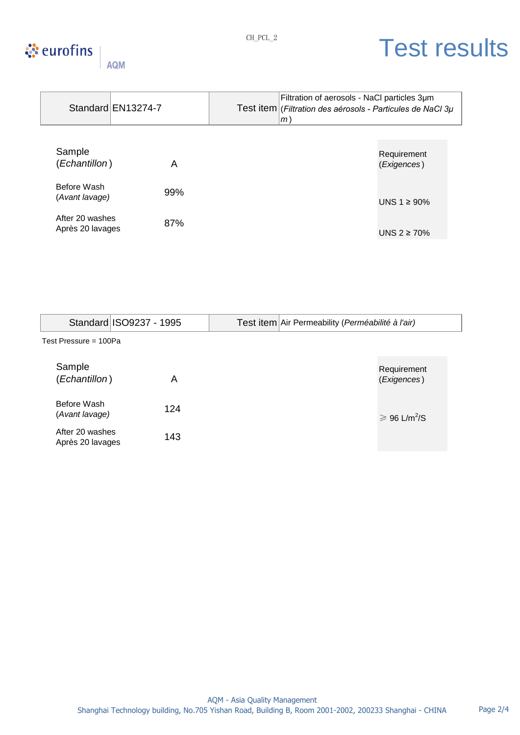# Test results

CH_PCL_2

| Standard | EN13274-7 | Test item | Filtration of aerosols - NaCl particles 3μm (*Filtration des aérosols - Particules de NaCl 3μm*) |
|---|---|---|---|

| Sample (*Echantillon*) | A | Requirement (*Exigences*) |
|---|---|---|
| Before Wash (*Avant lavage)* | 99% | UNS 1 ≥ 90% |
| After 20 washes Après 20 lavages | 87% | UNS 2 ≥ 70% |

| Standard | ISO9237 - 1995 | Test item | Air Permeability (*Perméabilité à l'air)* |
|---|---|---|---|

Test Pressure = 100Pa

| Sample (*Echantillon*) | A | Requirement (*Exigences*) |
|---|---|---|
| Before Wash (*Avant lavage)* | 124 | ⩾ 96 $L/m^2/S$ |
| After 20 washes Après 20 lavages | 143 | |

AQM - Asia Quality Management
Shanghai Technology building, No.705 Yishan Road, Building B, Room 2001-2002, 200233 Shanghai - CHINA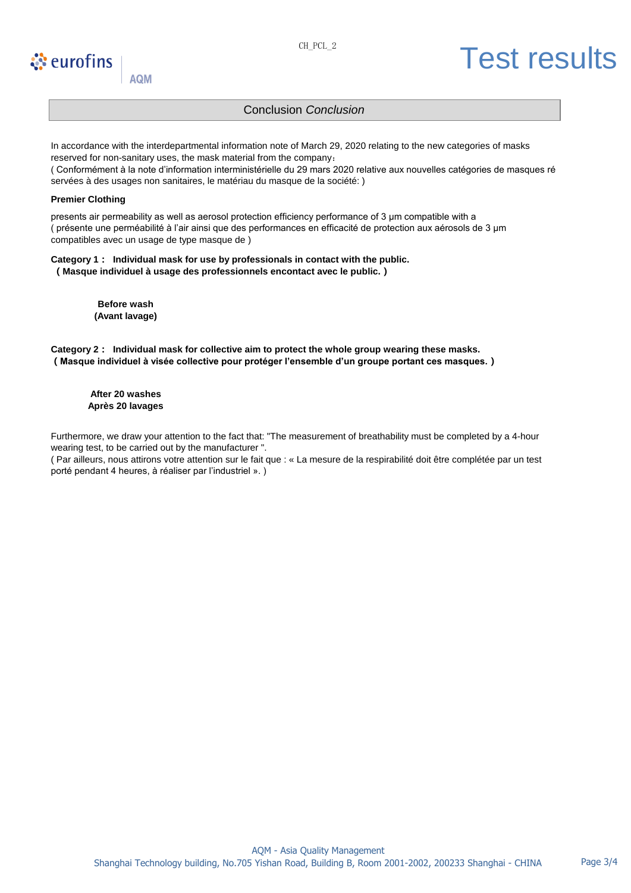## Conclusion *Conclusion*

In accordance with the interdepartmental information note of March 29, 2020 relating to the new categories of masks reserved for non-sanitary uses, the mask material from the company：
( Conformément à la note d'information interministérielle du 29 mars 2020 relative aux nouvelles catégories de masques réservées à des usages non sanitaires, le matériau du masque de la société: )

**Premier Clothing**

presents air permeability as well as aerosol protection efficiency performance of 3 µm compatible with a
( présente une perméabilité à l'air ainsi que des performances en efficacité de protection aux aérosols de 3 µm compatibles avec un usage de type masque de )

**Category 1 : Individual mask for use by professionals in contact with the public.**
**( Masque individuel à usage des professionnels encontact avec le public. )**

**Before wash**
**(Avant lavage)**

**Category 2 : Individual mask for collective aim to protect the whole group wearing these masks.**
**( Masque individuel à visée collective pour protéger l'ensemble d'un groupe portant ces masques. )**

**After 20 washes**
**Après 20 lavages**

Furthermore, we draw your attention to the fact that: "The measurement of breathability must be completed by a 4-hour wearing test, to be carried out by the manufacturer ".
( Par ailleurs, nous attirons votre attention sur le fait que : « La mesure de la respirabilité doit être complétée par un test porté pendant 4 heures, à réaliser par l'industriel ». )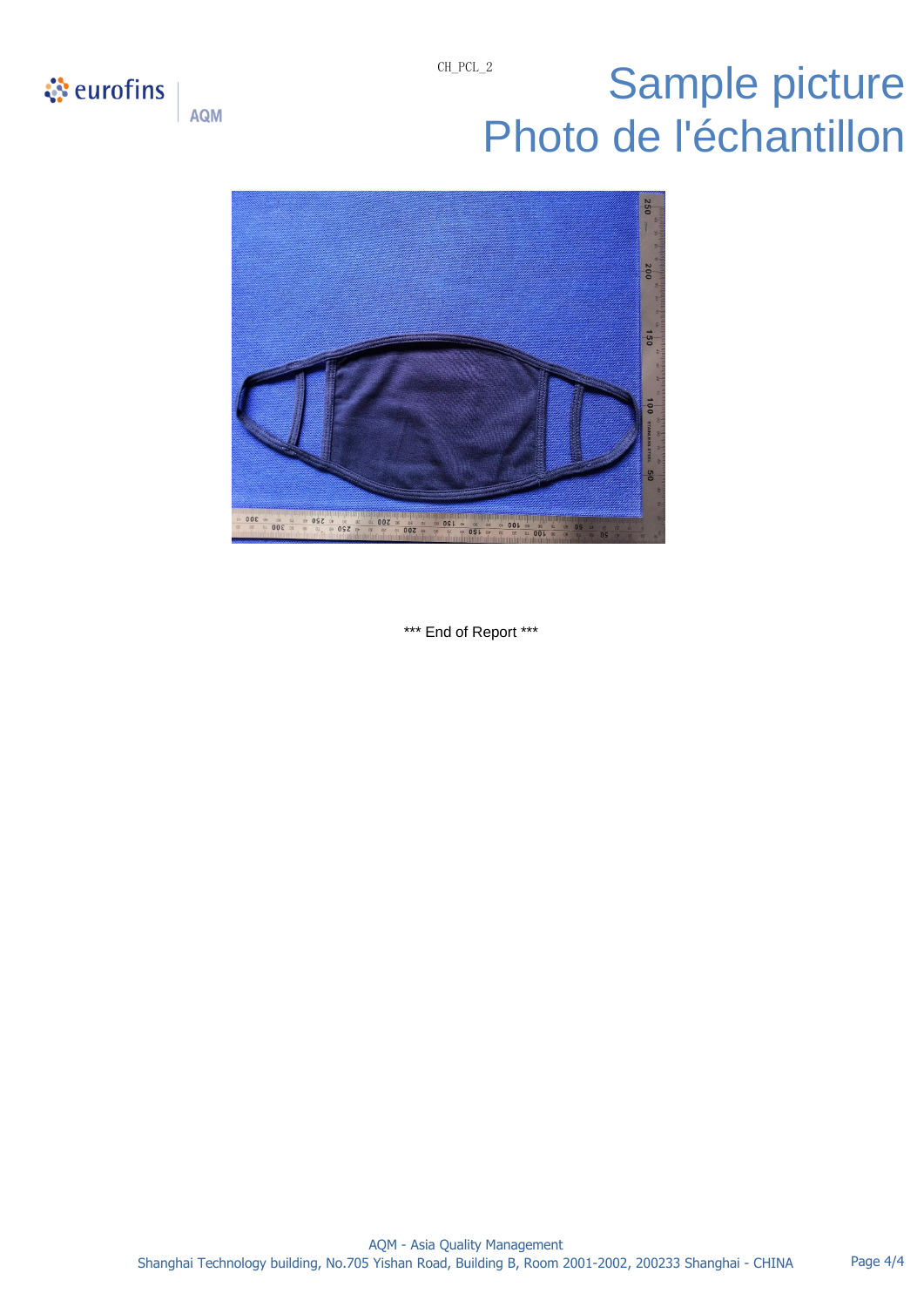CH_PCL_2

# Sample picture
# Photo de l'échantillon

*** End of Report ***